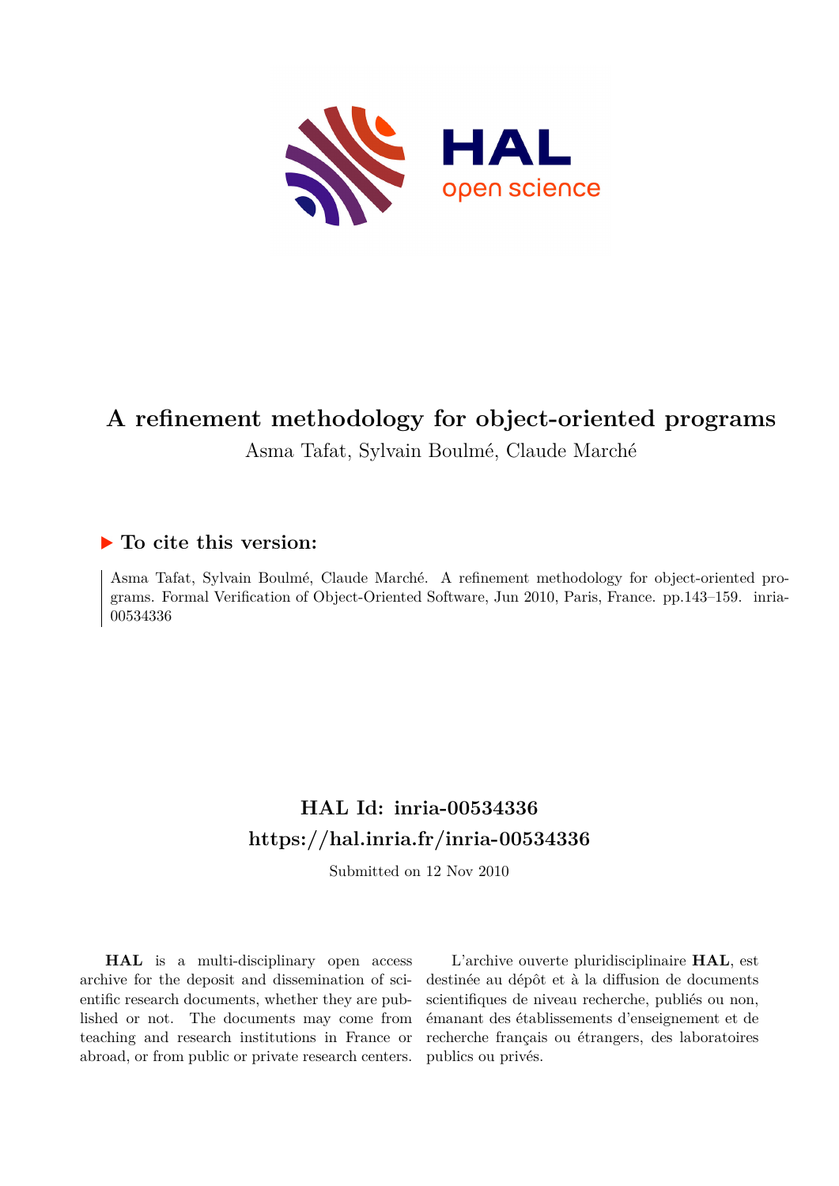# A refinement methodology for object-oriented programs

Asma Tafat, Sylvain Boulmé, Claude Marché

## ▶ To cite this version:

Asma Tafat, Sylvain Boulmé, Claude Marché. A refinement methodology for object-oriented programs. Formal Verification of Object-Oriented Software, Jun 2010, Paris, France. pp.143–159. inria-00534336

## HAL Id: inria-00534336

## https://hal.inria.fr/inria-00534336

Submitted on 12 Nov 2010

**HAL** is a multi-disciplinary open access archive for the deposit and dissemination of scientific research documents, whether they are published or not. The documents may come from teaching and research institutions in France or abroad, or from public or private research centers.

L'archive ouverte pluridisciplinaire **HAL**, est destinée au dépôt et à la diffusion de documents scientifiques de niveau recherche, publiés ou non, émanant des établissements d'enseignement et de recherche français ou étrangers, des laboratoires publics ou privés.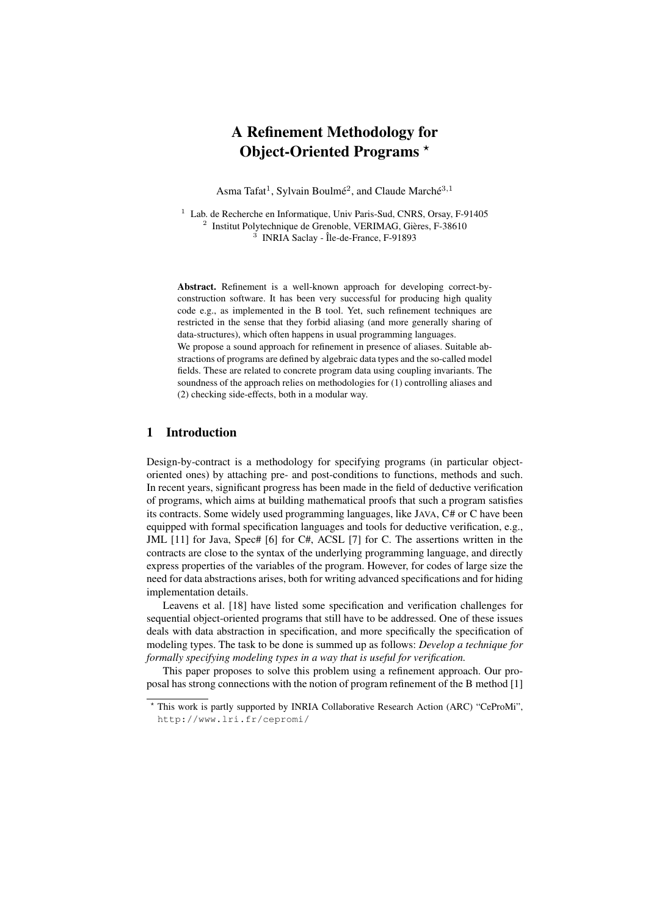# A Refinement Methodology for Object-Oriented Programs *

Asma Tafat[1], Sylvain Boulmé[2], and Claude Marché[3,1]

[1] Lab. de Recherche en Informatique, Univ Paris-Sud, CNRS, Orsay, F-91405
[2] Institut Polytechnique de Grenoble, VERIMAG, Gières, F-38610
[3] INRIA Saclay - Île-de-France, F-91893

**Abstract.** Refinement is a well-known approach for developing correct-by-construction software. It has been very successful for producing high quality code e.g., as implemented in the B tool. Yet, such refinement techniques are restricted in the sense that they forbid aliasing (and more generally sharing of data-structures), which often happens in usual programming languages.
We propose a sound approach for refinement in presence of aliases. Suitable abstractions of programs are defined by algebraic data types and the so-called model fields. These are related to concrete program data using coupling invariants. The soundness of the approach relies on methodologies for (1) controlling aliases and (2) checking side-effects, both in a modular way.

## 1 Introduction

Design-by-contract is a methodology for specifying programs (in particular object-oriented ones) by attaching pre- and post-conditions to functions, methods and such. In recent years, significant progress has been made in the field of deductive verification of programs, which aims at building mathematical proofs that such a program satisfies its contracts. Some widely used programming languages, like JAVA, C# or C have been equipped with formal specification languages and tools for deductive verification, e.g., JML [11] for Java, Spec# [6] for C#, ACSL [7] for C. The assertions written in the contracts are close to the syntax of the underlying programming language, and directly express properties of the variables of the program. However, for codes of large size the need for data abstractions arises, both for writing advanced specifications and for hiding implementation details.

Leavens et al. [18] have listed some specification and verification challenges for sequential object-oriented programs that still have to be addressed. One of these issues deals with data abstraction in specification, and more specifically the specification of modeling types. The task to be done is summed up as follows: *Develop a technique for formally specifying modeling types in a way that is useful for verification.*

This paper proposes to solve this problem using a refinement approach. Our proposal has strong connections with the notion of program refinement of the B method [1]

* This work is partly supported by INRIA Collaborative Research Action (ARC) "CeProMi", http://www.lri.fr/cepromi/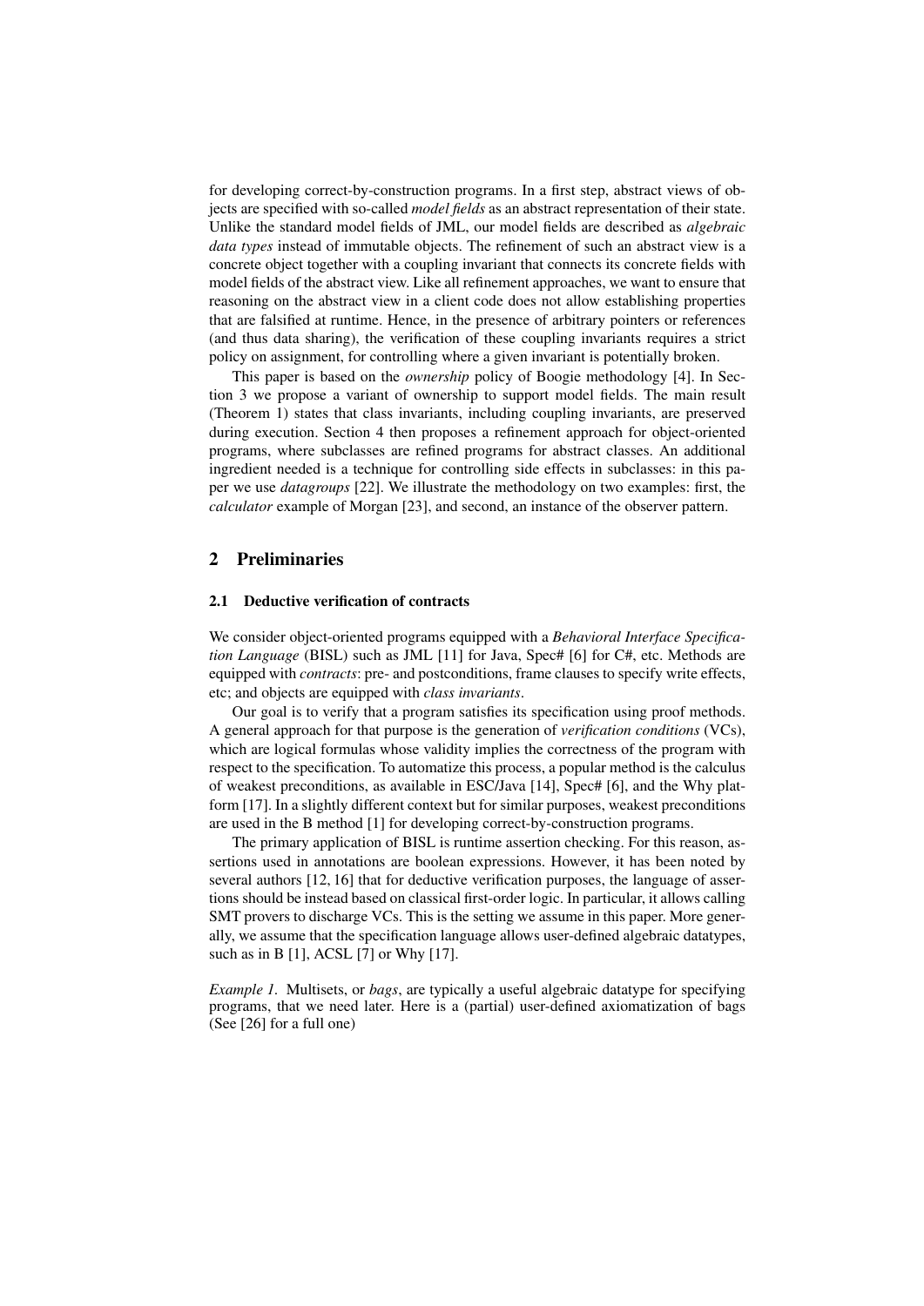for developing correct-by-construction programs. In a first step, abstract views of objects are specified with so-called *model fields* as an abstract representation of their state. Unlike the standard model fields of JML, our model fields are described as *algebraic data types* instead of immutable objects. The refinement of such an abstract view is a concrete object together with a coupling invariant that connects its concrete fields with model fields of the abstract view. Like all refinement approaches, we want to ensure that reasoning on the abstract view in a client code does not allow establishing properties that are falsified at runtime. Hence, in the presence of arbitrary pointers or references (and thus data sharing), the verification of these coupling invariants requires a strict policy on assignment, for controlling where a given invariant is potentially broken.

This paper is based on the *ownership* policy of Boogie methodology [4]. In Section 3 we propose a variant of ownership to support model fields. The main result (Theorem 1) states that class invariants, including coupling invariants, are preserved during execution. Section 4 then proposes a refinement approach for object-oriented programs, where subclasses are refined programs for abstract classes. An additional ingredient needed is a technique for controlling side effects in subclasses: in this paper we use *datagroups* [22]. We illustrate the methodology on two examples: first, the *calculator* example of Morgan [23], and second, an instance of the observer pattern.

## 2 Preliminaries

### 2.1 Deductive verification of contracts

We consider object-oriented programs equipped with a *Behavioral Interface Specification Language* (BISL) such as JML [11] for Java, Spec# [6] for C#, etc. Methods are equipped with *contracts*: pre- and postconditions, frame clauses to specify write effects, etc; and objects are equipped with *class invariants*.

Our goal is to verify that a program satisfies its specification using proof methods. A general approach for that purpose is the generation of *verification conditions* (VCs), which are logical formulas whose validity implies the correctness of the program with respect to the specification. To automatize this process, a popular method is the calculus of weakest preconditions, as available in ESC/Java [14], Spec# [6], and the Why platform [17]. In a slightly different context but for similar purposes, weakest preconditions are used in the B method [1] for developing correct-by-construction programs.

The primary application of BISL is runtime assertion checking. For this reason, assertions used in annotations are boolean expressions. However, it has been noted by several authors [12, 16] that for deductive verification purposes, the language of assertions should be instead based on classical first-order logic. In particular, it allows calling SMT provers to discharge VCs. This is the setting we assume in this paper. More generally, we assume that the specification language allows user-defined algebraic datatypes, such as in B [1], ACSL [7] or Why [17].

*Example 1.* Multisets, or *bags*, are typically a useful algebraic datatype for specifying programs, that we need later. Here is a (partial) user-defined axiomatization of bags (See [26] for a full one)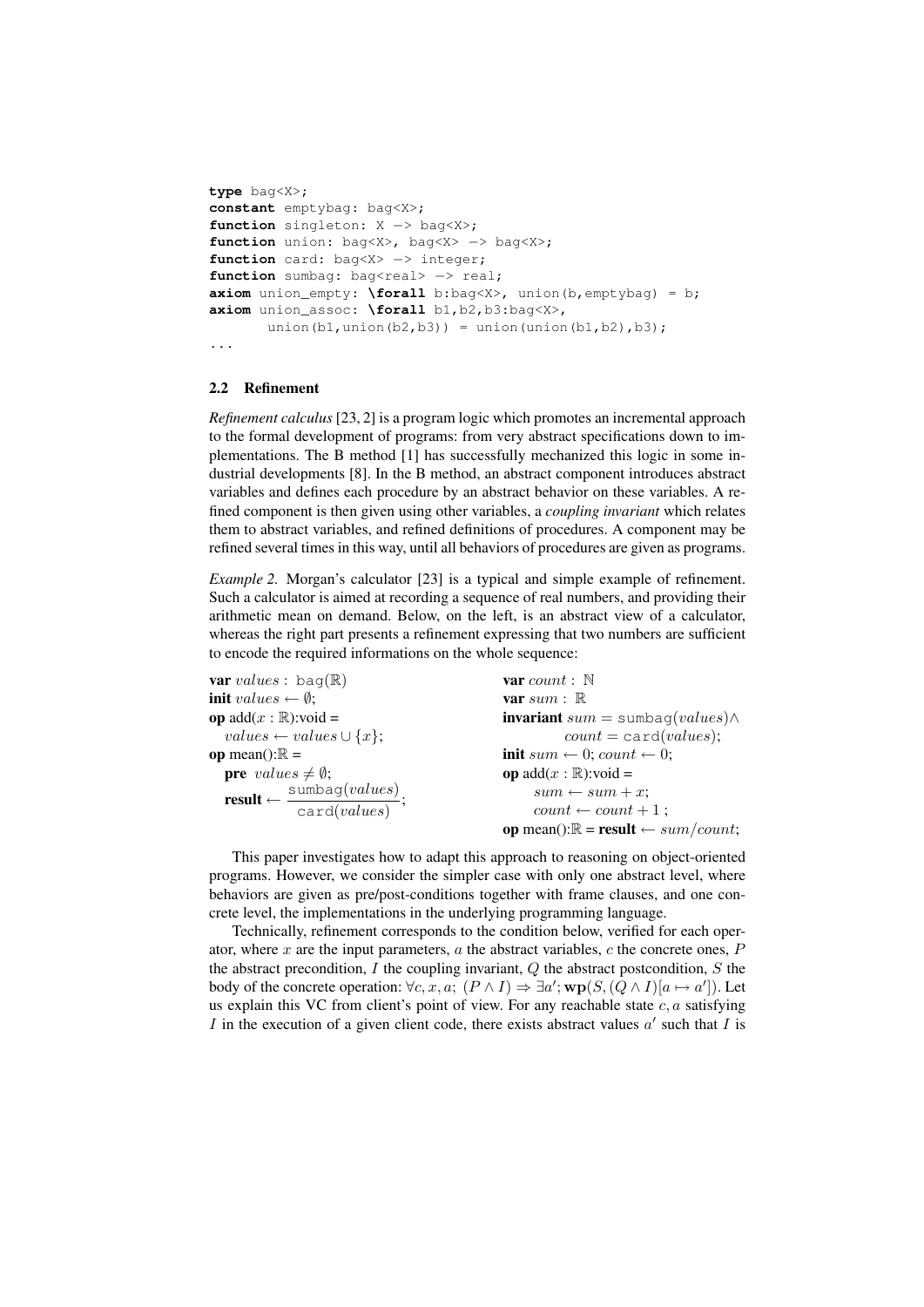```
type bag<X>;
constant emptybag: bag<X>;
function singleton: X -> bag<X>;
function union: bag<X>, bag<X> -> bag<X>;
function card: bag<X> -> integer;
function sumbag: bag<real> -> real;
axiom union_empty: \forall b:bag<X>, union(b,emptybag) = b;
axiom union_assoc: \forall b1,b2,b3:bag<X>,
      union(b1,union(b2,b3)) = union(union(b1,b2),b3);
...
```

### 2.2 Refinement

*Refinement calculus* [23, 2] is a program logic which promotes an incremental approach to the formal development of programs: from very abstract specifications down to implementations. The B method [1] has successfully mechanized this logic in some industrial developments [8]. In the B method, an abstract component introduces abstract variables and defines each procedure by an abstract behavior on these variables. A refined component is then given using other variables, a *coupling invariant* which relates them to abstract variables, and refined definitions of procedures. A component may be refined several times in this way, until all behaviors of procedures are given as programs.

*Example 2.* Morgan's calculator [23] is a typical and simple example of refinement. Such a calculator is aimed at recording a sequence of real numbers, and providing their arithmetic mean on demand. Below, on the left, is an abstract view of a calculator, whereas the right part presents a refinement expressing that two numbers are sufficient to encode the required informations on the whole sequence:

**var** $values$ : $\mathtt{bag}(\mathbb{R})$
**init** $values \leftarrow \emptyset$;
**op** add($x : \mathbb{R}$):void =
  $values \leftarrow values \cup \{x\}$;
**op** mean():$\mathbb{R}$ =
  **pre** $values \neq \emptyset$;
  **result** $\leftarrow \dfrac{\mathtt{sumbag}(values)}{\mathtt{card}(values)}$;

**var** $count$ : $\mathbb{N}$
**var** $sum$ : $\mathbb{R}$
**invariant** $sum = \mathtt{sumbag}(values) \wedge$
  $count = \mathtt{card}(values)$;
**init** $sum \leftarrow 0$; $count \leftarrow 0$;
**op** add($x : \mathbb{R}$):void =
  $sum \leftarrow sum + x$;
  $count \leftarrow count + 1$ ;
**op** mean():$\mathbb{R}$ = **result** $\leftarrow sum/count$;

This paper investigates how to adapt this approach to reasoning on object-oriented programs. However, we consider the simpler case with only one abstract level, where behaviors are given as pre/post-conditions together with frame clauses, and one concrete level, the implementations in the underlying programming language.

Technically, refinement corresponds to the condition below, verified for each operator, where $x$ are the input parameters, $a$ the abstract variables, $c$ the concrete ones, $P$ the abstract precondition, $I$ the coupling invariant, $Q$ the abstract postcondition, $S$ the body of the concrete operation: $\forall c, x, a;\ (P \wedge I) \Rightarrow \exists a'; \mathbf{wp}(S, (Q \wedge I)[a \mapsto a'])$. Let us explain this VC from client's point of view. For any reachable state $c, a$ satisfying $I$ in the execution of a given client code, there exists abstract values $a'$ such that $I$ is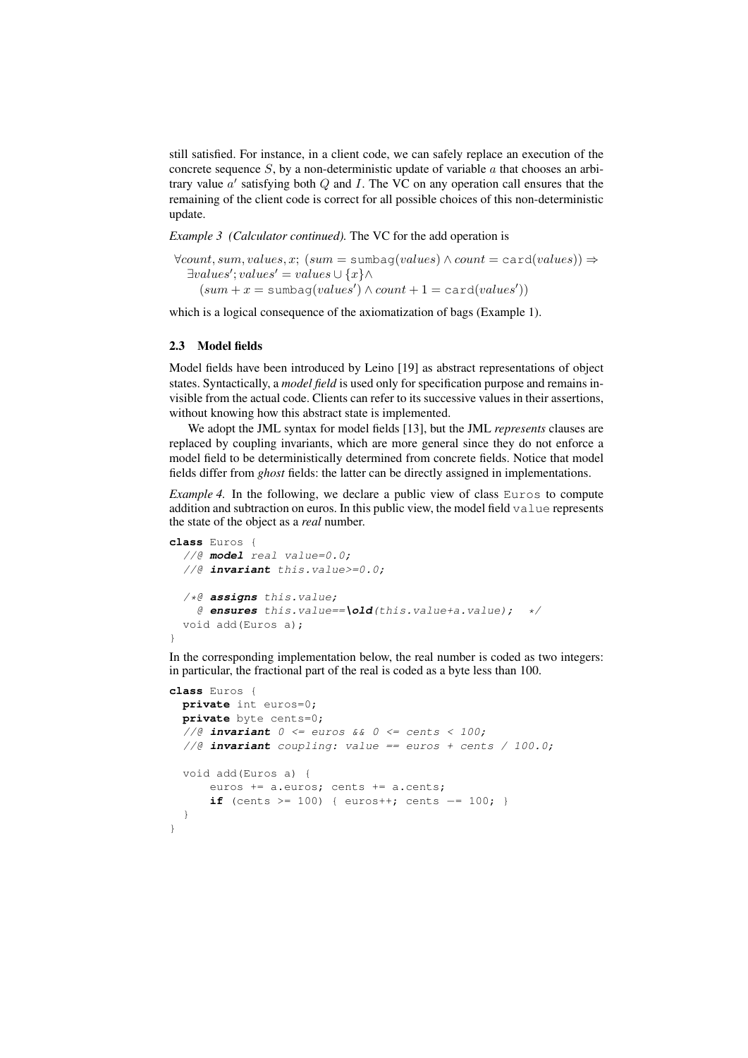still satisfied. For instance, in a client code, we can safely replace an execution of the concrete sequence $S$, by a non-deterministic update of variable $a$ that chooses an arbitrary value $a'$ satisfying both $Q$ and $I$. The VC on any operation call ensures that the remaining of the client code is correct for all possible choices of this non-deterministic update.

*Example 3 (Calculator continued).* The VC for the add operation is

$$\begin{array}{l} \forall count, sum, values, x;\ (sum = \mathtt{sumbag}(values) \wedge count = \mathtt{card}(values)) \Rightarrow \\ \quad \exists values';\ values' = values \cup \{x\} \wedge \\ \quad\quad (sum + x = \mathtt{sumbag}(values') \wedge count + 1 = \mathtt{card}(values')) \end{array}$$

which is a logical consequence of the axiomatization of bags (Example 1).

### 2.3 Model fields

Model fields have been introduced by Leino [19] as abstract representations of object states. Syntactically, a ***model field*** is used only for specification purpose and remains invisible from the actual code. Clients can refer to its successive values in their assertions, without knowing how this abstract state is implemented.

We adopt the JML syntax for model fields [13], but the JML *represents* clauses are replaced by coupling invariants, which are more general since they do not enforce a model field to be deterministically determined from concrete fields. Notice that model fields differ from *ghost* fields: the latter can be directly assigned in implementations.

*Example 4.* In the following, we declare a public view of class `Euros` to compute addition and subtraction on euros. In this public view, the model field `value` represents the state of the object as a *real* number.

```
class Euros {
  //@ model real value=0.0;
  //@ invariant this.value>=0.0;

  /*@ assigns this.value;
    @ ensures this.value==\old(this.value+a.value);  */
  void add(Euros a);
}
```

In the corresponding implementation below, the real number is coded as two integers: in particular, the fractional part of the real is coded as a byte less than 100.

```
class Euros {
  private int euros=0;
  private byte cents=0;
  //@ invariant 0 <= euros && 0 <= cents < 100;
  //@ invariant coupling: value == euros + cents / 100.0;

  void add(Euros a) {
      euros += a.euros; cents += a.cents;
      if (cents >= 100) { euros++; cents -= 100; }
  }
}
```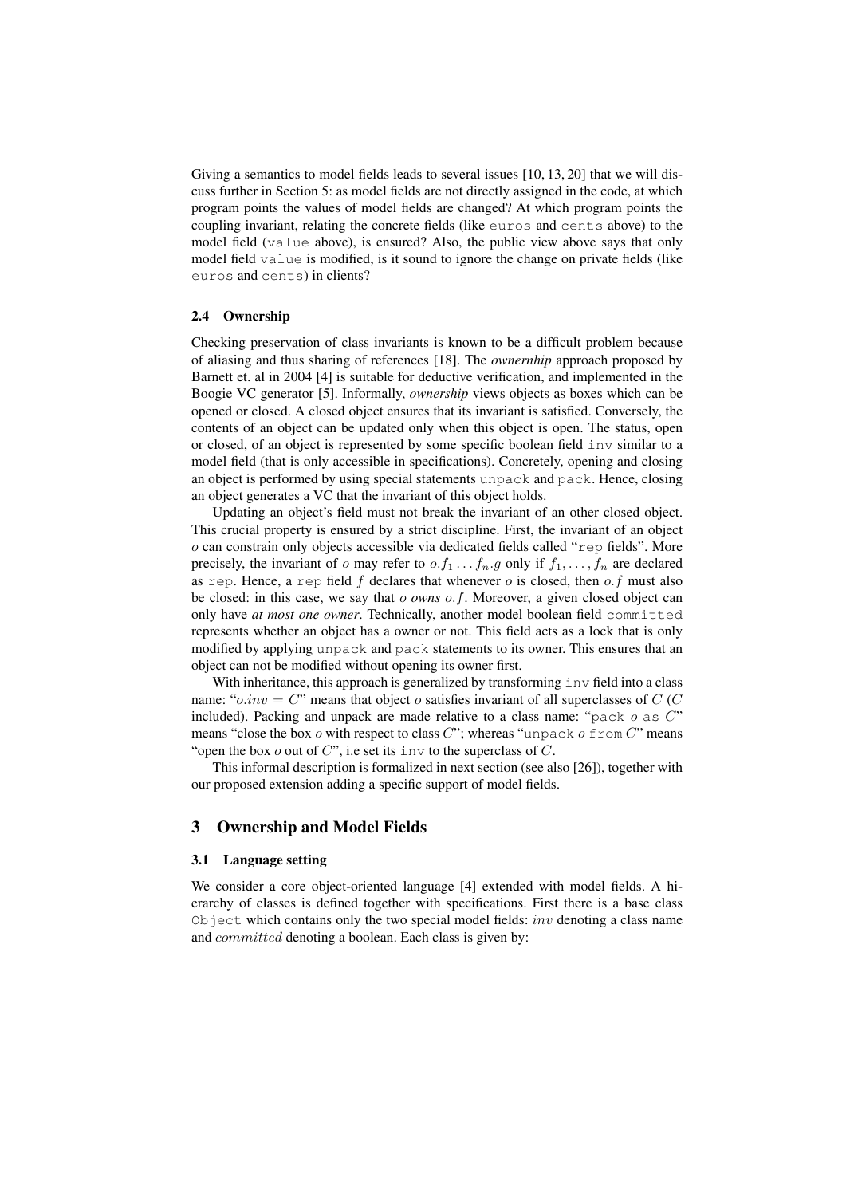Giving a semantics to model fields leads to several issues [10, 13, 20] that we will discuss further in Section 5: as model fields are not directly assigned in the code, at which program points the values of model fields are changed? At which program points the coupling invariant, relating the concrete fields (like `euros` and `cents` above) to the model field (`value` above), is ensured? Also, the public view above says that only model field `value` is modified, is it sound to ignore the change on private fields (like `euros` and `cents`) in clients?

### 2.4 Ownership

Checking preservation of class invariants is known to be a difficult problem because of aliasing and thus sharing of references [18]. The *ownernhip* approach proposed by Barnett et. al in 2004 [4] is suitable for deductive verification, and implemented in the Boogie VC generator [5]. Informally, *ownership* views objects as boxes which can be opened or closed. A closed object ensures that its invariant is satisfied. Conversely, the contents of an object can be updated only when this object is open. The status, open or closed, of an object is represented by some specific boolean field `inv` similar to a model field (that is only accessible in specifications). Concretely, opening and closing an object is performed by using special statements `unpack` and `pack`. Hence, closing an object generates a VC that the invariant of this object holds.

Updating an object's field must not break the invariant of an other closed object. This crucial property is ensured by a strict discipline. First, the invariant of an object $o$ can constrain only objects accessible via dedicated fields called "`rep` fields". More precisely, the invariant of $o$ may refer to $o.f_1 \ldots f_n.g$ only if $f_1, \ldots, f_n$ are declared as `rep`. Hence, a `rep` field $f$ declares that whenever $o$ is closed, then $o.f$ must also be closed: in this case, we say that *$o$ owns $o.f$*. Moreover, a given closed object can only have *at most one owner*. Technically, another model boolean field `committed` represents whether an object has a owner or not. This field acts as a lock that is only modified by applying `unpack` and `pack` statements to its owner. This ensures that an object can not be modified without opening its owner first.

With inheritance, this approach is generalized by transforming `inv` field into a class name: "$o.inv = C$" means that object $o$ satisfies invariant of all superclasses of $C$ ($C$ included). Packing and unpack are made relative to a class name: "`pack` $o$ `as` $C$" means "close the box $o$ with respect to class $C$"; whereas "`unpack` $o$ `from` $C$" means "open the box $o$ out of $C$", i.e set its `inv` to the superclass of $C$.

This informal description is formalized in next section (see also [26]), together with our proposed extension adding a specific support of model fields.

## 3 Ownership and Model Fields

### 3.1 Language setting

We consider a core object-oriented language [4] extended with model fields. A hierarchy of classes is defined together with specifications. First there is a base class `Object` which contains only the two special model fields: $inv$ denoting a class name and $committed$ denoting a boolean. Each class is given by: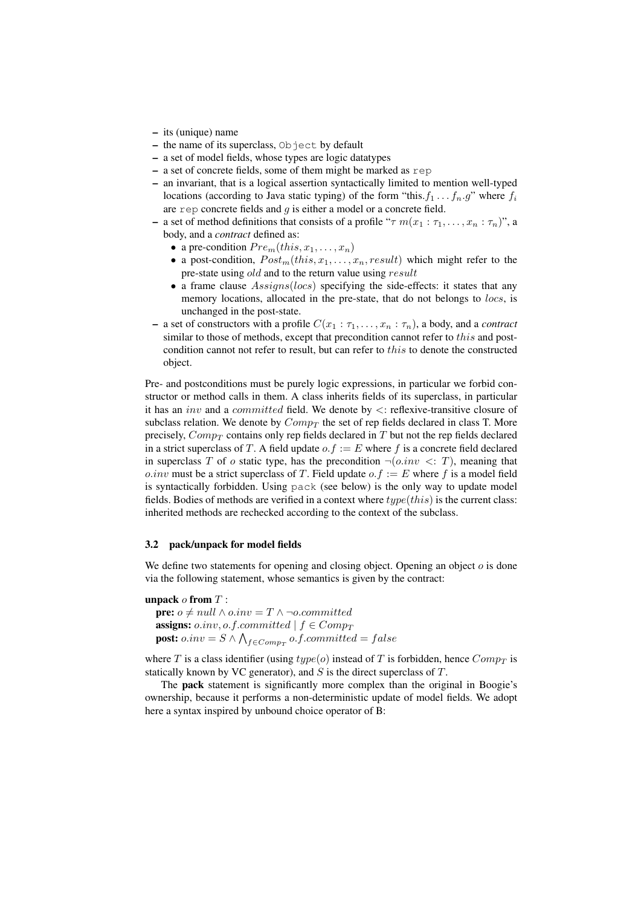- its (unique) name
- the name of its superclass, `Object` by default
- a set of model fields, whose types are logic datatypes
- a set of concrete fields, some of them might be marked as `rep`
- an invariant, that is a logical assertion syntactically limited to mention well-typed locations (according to Java static typing) of the form "this.$f_1 \ldots f_n.g$" where $f_i$ are `rep` concrete fields and $g$ is either a model or a concrete field.
- a set of method definitions that consists of a profile "$\tau\ m(x_1 : \tau_1, \ldots, x_n : \tau_n)$", a body, and a *contract* defined as:
  - a pre-condition $Pre_m(this, x_1, \ldots, x_n)$
  - a post-condition, $Post_m(this, x_1, \ldots, x_n, result)$ which might refer to the pre-state using $old$ and to the return value using $result$
  - a frame clause $Assigns(locs)$ specifying the side-effects: it states that any memory locations, allocated in the pre-state, that do not belongs to $locs$, is unchanged in the post-state.
- a set of constructors with a profile $C(x_1 : \tau_1, \ldots, x_n : \tau_n)$, a body, and a *contract* similar to those of methods, except that precondition cannot refer to $this$ and post-condition cannot not refer to result, but can refer to $this$ to denote the constructed object.

Pre- and postconditions must be purely logic expressions, in particular we forbid constructor or method calls in them. A class inherits fields of its superclass, in particular it has an $inv$ and a $committed$ field. We denote by $<:$ reflexive-transitive closure of subclass relation. We denote by $Comp_T$ the set of rep fields declared in class T. More precisely, $Comp_T$ contains only rep fields declared in $T$ but not the rep fields declared in a strict superclass of $T$. A field update $o.f := E$ where $f$ is a concrete field declared in superclass $T$ of $o$ static type, has the precondition $\neg(o.inv\ <:\ T)$, meaning that $o.inv$ must be a strict superclass of $T$. Field update $o.f := E$ where $f$ is a model field is syntactically forbidden. Using `pack` (see below) is the only way to update model fields. Bodies of methods are verified in a context where $type(this)$ is the current class: inherited methods are rechecked according to the context of the subclass.

### 3.2 pack/unpack for model fields

We define two statements for opening and closing object. Opening an object $o$ is done via the following statement, whose semantics is given by the contract:

**unpack** $o$ **from** $T$ :
  **pre:** $o \neq null \wedge o.inv = T \wedge \neg o.committed$
  **assigns:** $o.inv, o.f.committed \mid f \in Comp_T$
  **post:** $o.inv = S \wedge \bigwedge_{f \in Comp_T} o.f.committed = false$

where $T$ is a class identifier (using $type(o)$ instead of $T$ is forbidden, hence $Comp_T$ is statically known by VC generator), and $S$ is the direct superclass of $T$.

The **pack** statement is significantly more complex than the original in Boogie's ownership, because it performs a non-deterministic update of model fields. We adopt here a syntax inspired by unbound choice operator of B: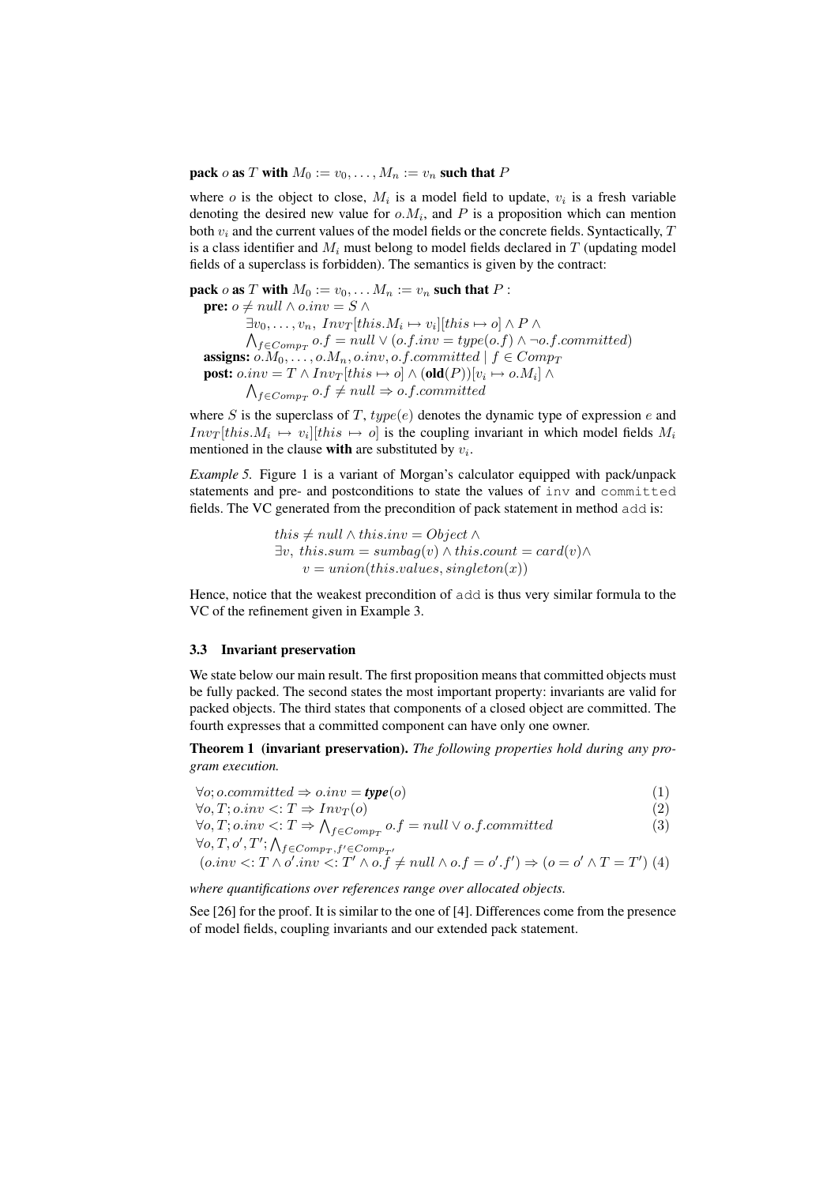**pack** $o$ **as** $T$ **with** $M_0 := v_0, \ldots, M_n := v_n$ **such that** $P$

where $o$ is the object to close, $M_i$ is a model field to update, $v_i$ is a fresh variable denoting the desired new value for $o.M_i$, and $P$ is a proposition which can mention both $v_i$ and the current values of the model fields or the concrete fields. Syntactically, $T$ is a class identifier and $M_i$ must belong to model fields declared in $T$ (updating model fields of a superclass is forbidden). The semantics is given by the contract:

**pack** $o$ **as** $T$ **with** $M_0 := v_0, \ldots M_n := v_n$ **such that** $P$ :

**pre:** $o \neq null \wedge o.inv = S \wedge$
$\exists v_0, \ldots, v_n,\ Inv_T[this.M_i \mapsto v_i][this \mapsto o] \wedge P \wedge$
$\bigwedge_{f \in Comp_T} o.f = null \vee (o.f.inv = type(o.f) \wedge \neg o.f.committed)$

**assigns:** $o.M_0, \ldots, o.M_n, o.inv, o.f.committed \mid f \in Comp_T$

**post:** $o.inv = T \wedge Inv_T[this \mapsto o] \wedge (\textbf{old}(P))[v_i \mapsto o.M_i] \wedge$
$\bigwedge_{f \in Comp_T} o.f \neq null \Rightarrow o.f.committed$

where $S$ is the superclass of $T$, $type(e)$ denotes the dynamic type of expression $e$ and $Inv_T[this.M_i \mapsto v_i][this \mapsto o]$ is the coupling invariant in which model fields $M_i$ mentioned in the clause **with** are substituted by $v_i$.

*Example 5.* Figure 1 is a variant of Morgan's calculator equipped with pack/unpack statements and pre- and postconditions to state the values of `inv` and `committed` fields. The VC generated from the precondition of pack statement in method `add` is:

$$\begin{array}{l} this \neq null \wedge this.inv = Object \wedge \\ \exists v,\ this.sum = sumbag(v) \wedge this.count = card(v) \wedge \\ \quad v = union(this.values, singleton(x)) \end{array}$$

Hence, notice that the weakest precondition of `add` is thus very similar formula to the VC of the refinement given in Example 3.

### 3.3 Invariant preservation

We state below our main result. The first proposition means that committed objects must be fully packed. The second states the most important property: invariants are valid for packed objects. The third states that components of a closed object are committed. The fourth expresses that a committed component can have only one owner.

**Theorem 1 (invariant preservation).** *The following properties hold during any program execution.*

$$\forall o; o.committed \Rightarrow o.inv = \textbf{\textit{type}}(o) \tag{1}$$

$$\forall o, T; o.inv <: T \Rightarrow Inv_T(o) \tag{2}$$

$$\forall o, T; o.inv <: T \Rightarrow \bigwedge_{f \in Comp_T} o.f = null \vee o.f.committed \tag{3}$$

$$\begin{array}{l} \forall o, T, o', T'; \bigwedge_{f \in Comp_T, f' \in Comp_{T'}} \\ (o.inv <: T \wedge o'.inv <: T' \wedge o.f \neq null \wedge o.f = o'.f') \Rightarrow (o = o' \wedge T = T') \end{array} \tag{4}$$

*where quantifications over references range over allocated objects.*

See [26] for the proof. It is similar to the one of [4]. Differences come from the presence of model fields, coupling invariants and our extended pack statement.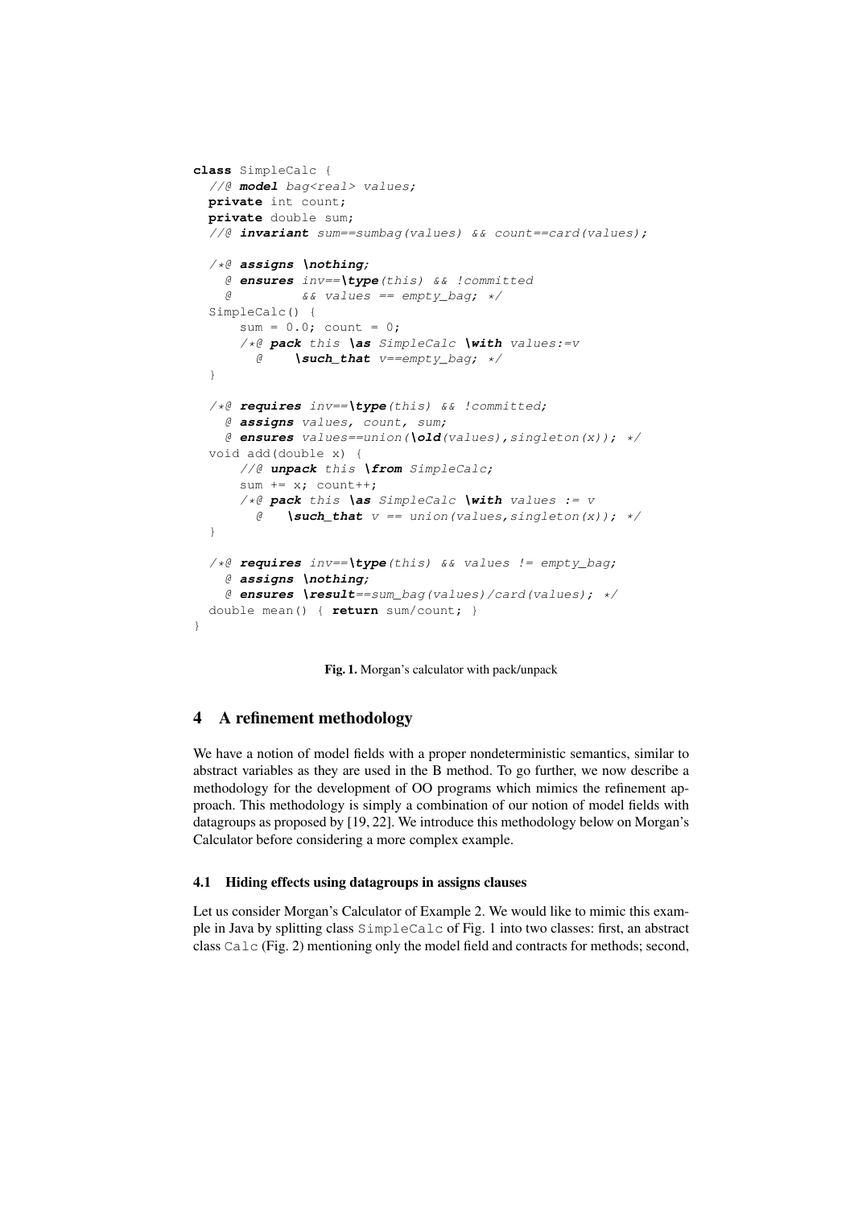```
class SimpleCalc {
  //@ model bag<real> values;
  private int count;
  private double sum;
  //@ invariant sum==sumbag(values) && count==card(values);

  /*@ assigns \nothing;
    @ ensures inv==\type(this) && !committed
    @         && values == empty_bag; */
  SimpleCalc() {
      sum = 0.0; count = 0;
      /*@ pack this \as SimpleCalc \with values:=v
        @    \such_that v==empty_bag; */
  }

  /*@ requires inv==\type(this) && !committed;
    @ assigns values, count, sum;
    @ ensures values==union(\old(values),singleton(x)); */
  void add(double x) {
      //@ unpack this \from SimpleCalc;
      sum += x; count++;
      /*@ pack this \as SimpleCalc \with values := v
        @   \such_that v == union(values,singleton(x)); */
  }

  /*@ requires inv==\type(this) && values != empty_bag;
    @ assigns \nothing;
    @ ensures \result==sum_bag(values)/card(values); */
  double mean() { return sum/count; }
}
```

**Fig. 1.** Morgan's calculator with pack/unpack

## 4 A refinement methodology

We have a notion of model fields with a proper nondeterministic semantics, similar to abstract variables as they are used in the B method. To go further, we now describe a methodology for the development of OO programs which mimics the refinement approach. This methodology is simply a combination of our notion of model fields with datagroups as proposed by [19, 22]. We introduce this methodology below on Morgan's Calculator before considering a more complex example.

### 4.1 Hiding effects using datagroups in assigns clauses

Let us consider Morgan's Calculator of Example 2. We would like to mimic this example in Java by splitting class `SimpleCalc` of Fig. 1 into two classes: first, an abstract class `Calc` (Fig. 2) mentioning only the model field and contracts for methods; second,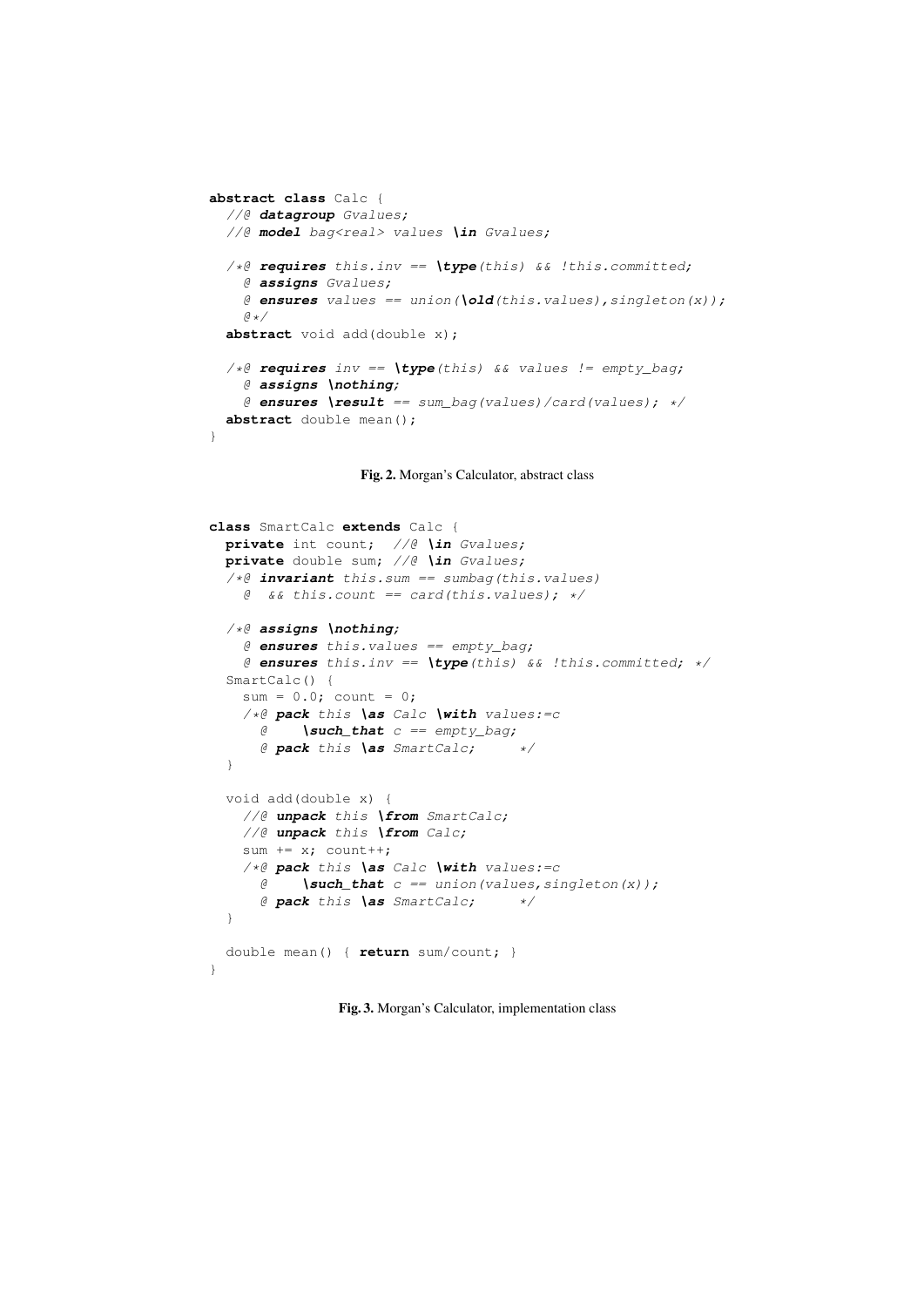```
abstract class Calc {
  //@ datagroup Gvalues;
  //@ model bag<real> values \in Gvalues;

  /*@ requires this.inv == \type(this) && !this.committed;
    @ assigns Gvalues;
    @ ensures values == union(\old(this.values),singleton(x));
    @*/
  abstract void add(double x);

  /*@ requires inv == \type(this) && values != empty_bag;
    @ assigns \nothing;
    @ ensures \result == sum_bag(values)/card(values); */
  abstract double mean();
}
```

**Fig. 2.** Morgan's Calculator, abstract class

```
class SmartCalc extends Calc {
  private int count;  //@ \in Gvalues;
  private double sum; //@ \in Gvalues;
  /*@ invariant this.sum == sumbag(this.values)
    @  && this.count == card(this.values); */

  /*@ assigns \nothing;
    @ ensures this.values == empty_bag;
    @ ensures this.inv == \type(this) && !this.committed; */
  SmartCalc() {
    sum = 0.0; count = 0;
    /*@ pack this \as Calc \with values:=c
      @     \such_that c == empty_bag;
      @ pack this \as SmartCalc;      */
  }

  void add(double x) {
    //@ unpack this \from SmartCalc;
    //@ unpack this \from Calc;
    sum += x; count++;
    /*@ pack this \as Calc \with values:=c
      @     \such_that c == union(values,singleton(x));
      @ pack this \as SmartCalc;      */
  }

  double mean() { return sum/count; }
}
```

**Fig. 3.** Morgan's Calculator, implementation class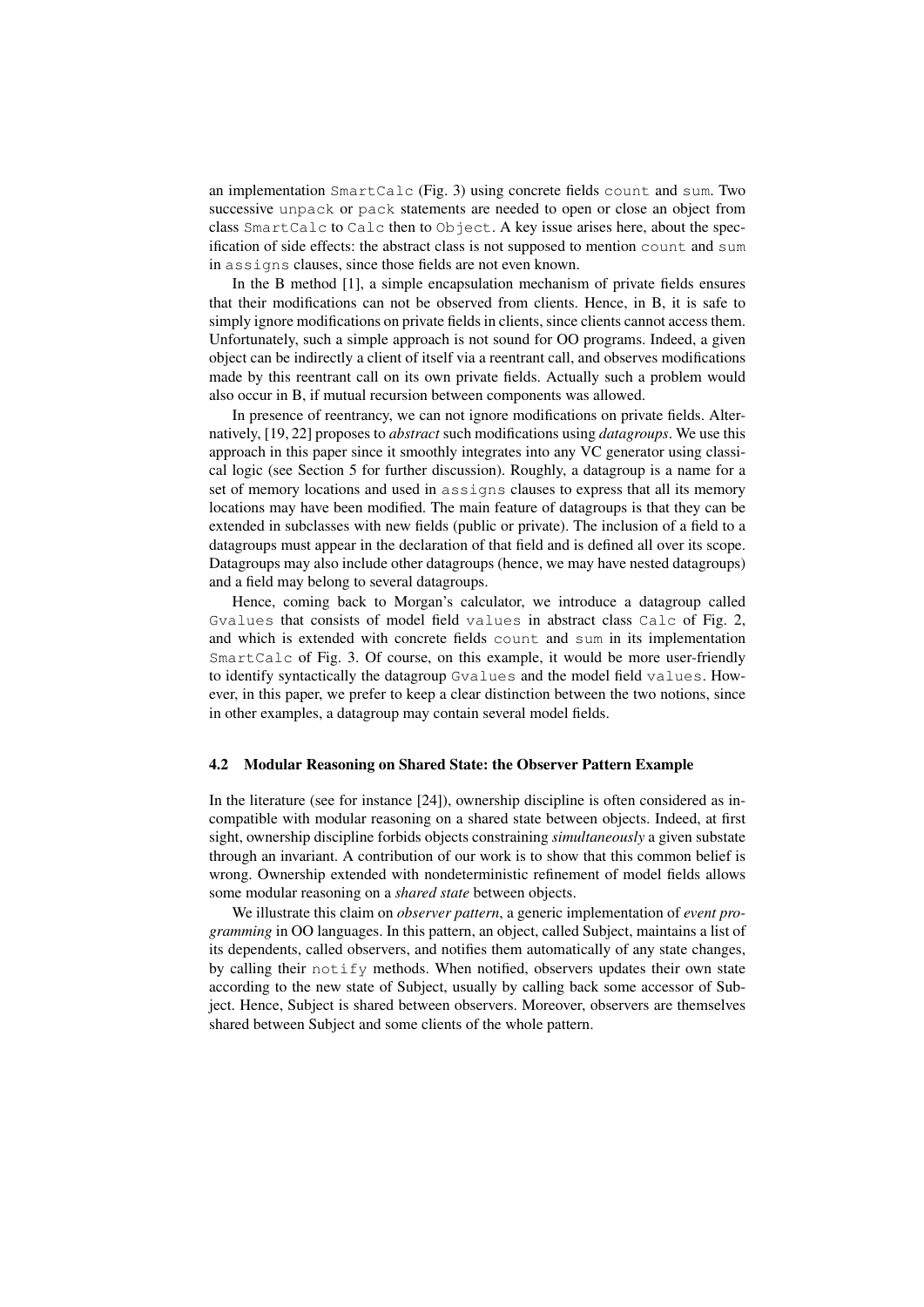an implementation `SmartCalc` (Fig. 3) using concrete fields `count` and `sum`. Two successive `unpack` or `pack` statements are needed to open or close an object from class `SmartCalc` to `Calc` then to `Object`. A key issue arises here, about the specification of side effects: the abstract class is not supposed to mention `count` and `sum` in `assigns` clauses, since those fields are not even known.

In the B method [1], a simple encapsulation mechanism of private fields ensures that their modifications can not be observed from clients. Hence, in B, it is safe to simply ignore modifications on private fields in clients, since clients cannot access them. Unfortunately, such a simple approach is not sound for OO programs. Indeed, a given object can be indirectly a client of itself via a reentrant call, and observes modifications made by this reentrant call on its own private fields. Actually such a problem would also occur in B, if mutual recursion between components was allowed.

In presence of reentrancy, we can not ignore modifications on private fields. Alternatively, [19, 22] proposes to *abstract* such modifications using *datagroups*. We use this approach in this paper since it smoothly integrates into any VC generator using classical logic (see Section 5 for further discussion). Roughly, a datagroup is a name for a set of memory locations and used in `assigns` clauses to express that all its memory locations may have been modified. The main feature of datagroups is that they can be extended in subclasses with new fields (public or private). The inclusion of a field to a datagroup must appear in the declaration of that field and is defined all over its scope. Datagroups may also include other datagroups (hence, we may have nested datagroups) and a field may belong to several datagroups.

Hence, coming back to Morgan's calculator, we introduce a datagroup called `Gvalues` that consists of model field `values` in abstract class `Calc` of Fig. 2, and which is extended with concrete fields `count` and `sum` in its implementation `SmartCalc` of Fig. 3. Of course, on this example, it would be more user-friendly to identify syntactically the datagroup `Gvalues` and the model field `values`. However, in this paper, we prefer to keep a clear distinction between the two notions, since in other examples, a datagroup may contain several model fields.

### 4.2 Modular Reasoning on Shared State: the Observer Pattern Example

In the literature (see for instance [24]), ownership discipline is often considered as incompatible with modular reasoning on a shared state between objects. Indeed, at first sight, ownership discipline forbids objects constraining *simultaneously* a given substate through an invariant. A contribution of our work is to show that this common belief is wrong. Ownership extended with nondeterministic refinement of model fields allows some modular reasoning on a *shared state* between objects.

We illustrate this claim on *observer pattern*, a generic implementation of *event programming* in OO languages. In this pattern, an object, called Subject, maintains a list of its dependents, called observers, and notifies them automatically of any state changes, by calling their `notify` methods. When notified, observers updates their own state according to the new state of Subject, usually by calling back some accessor of Subject. Hence, Subject is shared between observers. Moreover, observers are themselves shared between Subject and some clients of the whole pattern.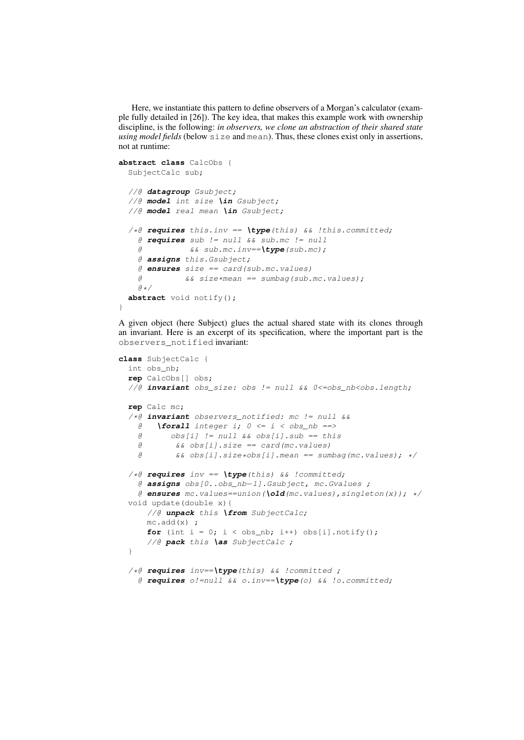Here, we instantiate this pattern to define observers of a Morgan's calculator (example fully detailed in [26]). The key idea, that makes this example work with ownership discipline, is the following: *in observers, we clone an abstraction of their shared state using model fields* (below `size` and `mean`). Thus, these clones exist only in assertions, not at runtime:

```
abstract class CalcObs {
  SubjectCalc sub;

  //@ datagroup Gsubject;
  //@ model int size \in Gsubject;
  //@ model real mean \in Gsubject;

  /*@ requires this.inv == \type(this) && !this.committed;
    @ requires sub != null && sub.mc != null
    @          && sub.mc.inv==\type(sub.mc);
    @ assigns this.Gsubject;
    @ ensures size == card(sub.mc.values)
    @         && size*mean == sumbag(sub.mc.values);
    @*/
  abstract void notify();
}
```

A given object (here Subject) glues the actual shared state with its clones through an invariant. Here is an excerpt of its specification, where the important part is the `observers_notified` invariant:

```
class SubjectCalc {
  int obs_nb;
  rep CalcObs[] obs;
  //@ invariant obs_size: obs != null && 0<=obs_nb<obs.length;

  rep Calc mc;
  /*@ invariant observers_notified: mc != null &&
    @   \forall integer i; 0 <= i < obs_nb ==>
    @      obs[i] != null && obs[i].sub == this
    @       && obs[i].size == card(mc.values)
    @       && obs[i].size*obs[i].mean == sumbag(mc.values); */

  /*@ requires inv == \type(this) && !committed;
    @ assigns obs[0..obs_nb-1].Gsubject, mc.Gvalues ;
    @ ensures mc.values==union(\old(mc.values),singleton(x)); */
  void update(double x){
      //@ unpack this \from SubjectCalc;
      mc.add(x) ;
      for (int i = 0; i < obs_nb; i++) obs[i].notify();
      //@ pack this \as SubjectCalc ;
  }

  /*@ requires inv==\type(this) && !committed ;
    @ requires o!=null && o.inv==\type(o) && !o.committed;
```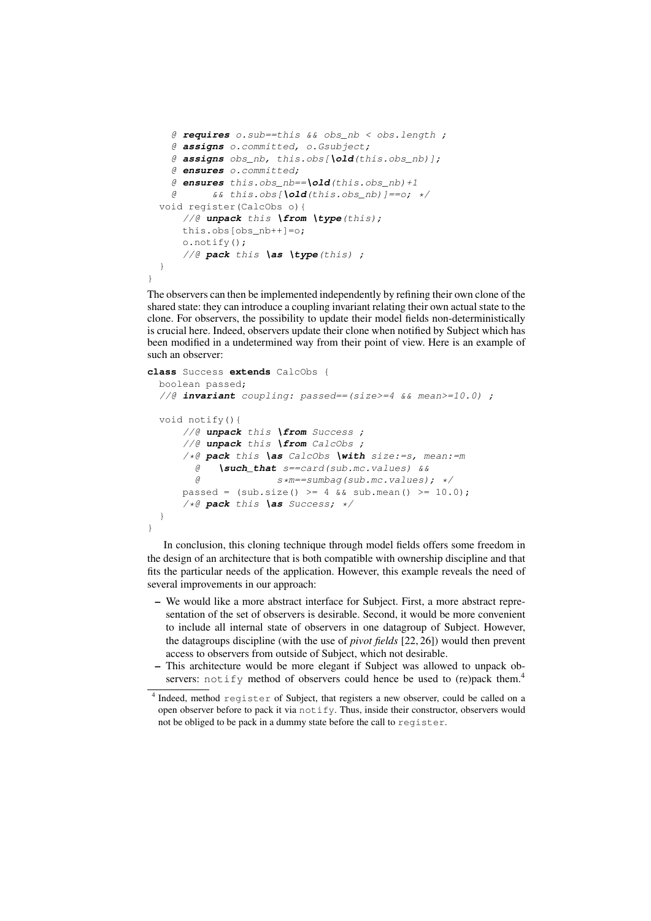```
    @ requires o.sub==this && obs_nb < obs.length ;
    @ assigns o.committed, o.Gsubject;
    @ assigns obs_nb, this.obs[\old(this.obs_nb)];
    @ ensures o.committed;
    @ ensures this.obs_nb==\old(this.obs_nb)+1
    @       && this.obs[\old(this.obs_nb)]==o; */
  void register(CalcObs o){
      //@ unpack this \from \type(this);
      this.obs[obs_nb++]=o;
      o.notify();
      //@ pack this \as \type(this) ;
  }
}
```

The observers can then be implemented independently by refining their own clone of the shared state: they can introduce a coupling invariant relating their own actual state to the clone. For observers, the possibility to update their model fields non-deterministically is crucial here. Indeed, observers update their clone when notified by Subject which has been modified in a undetermined way from their point of view. Here is an example of such an observer:

```
class Success extends CalcObs {
  boolean passed;
  //@ invariant coupling: passed==(size>=4 && mean>=10.0) ;

  void notify(){
      //@ unpack this \from Success ;
      //@ unpack this \from CalcObs ;
      /*@ pack this \as CalcObs \with size:=s, mean:=m
        @   \such_that s==card(sub.mc.values) &&
        @              s*m==sumbag(sub.mc.values); */
      passed = (sub.size() >= 4 && sub.mean() >= 10.0);
      /*@ pack this \as Success; */
  }
}
```

In conclusion, this cloning technique through model fields offers some freedom in the design of an architecture that is both compatible with ownership discipline and that fits the particular needs of the application. However, this example reveals the need of several improvements in our approach:

- We would like a more abstract interface for Subject. First, a more abstract representation of the set of observers is desirable. Second, it would be more convenient to include all internal state of observers in one datagroup of Subject. However, the datagroups discipline (with the use of *pivot fields* [22, 26]) would then prevent access to observers from outside of Subject, which not desirable.
- This architecture would be more elegant if Subject was allowed to unpack observers: `notify` method of observers could hence be used to (re)pack them.[4]

[4] Indeed, method `register` of Subject, that registers a new observer, could be called on a open observer before to pack it via `notify`. Thus, inside their constructor, observers would not be obliged to be pack in a dummy state before the call to `register`.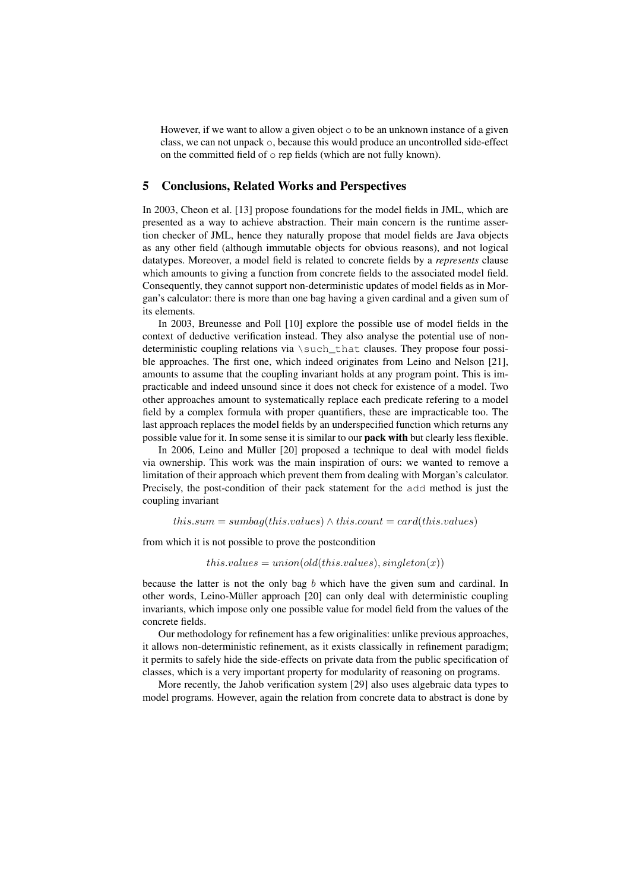However, if we want to allow a given object `o` to be an unknown instance of a given class, we can not unpack `o`, because this would produce an uncontrolled side-effect on the committed field of `o` rep fields (which are not fully known).

## 5 Conclusions, Related Works and Perspectives

In 2003, Cheon et al. [13] propose foundations for the model fields in JML, which are presented as a way to achieve abstraction. Their main concern is the runtime assertion checker of JML, hence they naturally propose that model fields are Java objects as any other field (although immutable objects for obvious reasons), and not logical datatypes. Moreover, a model field is related to concrete fields by a *represents* clause which amounts to giving a function from concrete fields to the associated model field. Consequently, they cannot support non-deterministic updates of model fields as in Morgan's calculator: there is more than one bag having a given cardinal and a given sum of its elements.

In 2003, Breunesse and Poll [10] explore the possible use of model fields in the context of deductive verification instead. They also analyse the potential use of non-deterministic coupling relations via `\such_that` clauses. They propose four possible approaches. The first one, which indeed originates from Leino and Nelson [21], amounts to assume that the coupling invariant holds at any program point. This is impracticable and indeed unsound since it does not check for existence of a model. Two other approaches amount to systematically replace each predicate refering to a model field by a complex formula with proper quantifiers, these are impracticable too. The last approach replaces the model fields by an underspecified function which returns any possible value for it. In some sense it is similar to our **pack with** but clearly less flexible.

In 2006, Leino and Müller [20] proposed a technique to deal with model fields via ownership. This work was the main inspiration of ours: we wanted to remove a limitation of their approach which prevent them from dealing with Morgan's calculator. Precisely, the post-condition of their pack statement for the `add` method is just the coupling invariant

$$this.sum = sumbag(this.values) \wedge this.count = card(this.values)$$

from which it is not possible to prove the postcondition

$$this.values = union(old(this.values), singleton(x))$$

because the latter is not the only bag $b$ which have the given sum and cardinal. In other words, Leino-Müller approach [20] can only deal with deterministic coupling invariants, which impose only one possible value for model field from the values of the concrete fields.

Our methodology for refinement has a few originalities: unlike previous approaches, it allows non-deterministic refinement, as it exists classically in refinement paradigm; it permits to safely hide the side-effects on private data from the public specification of classes, which is a very important property for modularity of reasoning on programs.

More recently, the Jahob verification system [29] also uses algebraic data types to model programs. However, again the relation from concrete data to abstract is done by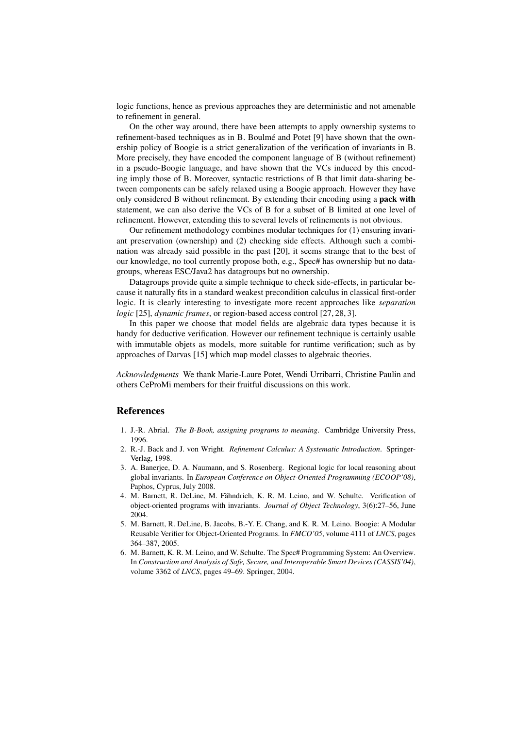logic functions, hence as previous approaches they are deterministic and not amenable to refinement in general.

On the other way around, there have been attempts to apply ownership systems to refinement-based techniques as in B. Boulmé and Potet [9] have shown that the ownership policy of Boogie is a strict generalization of the verification of invariants in B. More precisely, they have encoded the component language of B (without refinement) in a pseudo-Boogie language, and have shown that the VCs induced by this encoding imply those of B. Moreover, syntactic restrictions of B that limit data-sharing between components can be safely relaxed using a Boogie approach. However they have only considered B without refinement. By extending their encoding using a **pack with** statement, we can also derive the VCs of B for a subset of B limited at one level of refinement. However, extending this to several levels of refinements is not obvious.

Our refinement methodology combines modular techniques for (1) ensuring invariant preservation (ownership) and (2) checking side effects. Although such a combination was already said possible in the past [20], it seems strange that to the best of our knowledge, no tool currently propose both, e.g., Spec# has ownership but no datagroups, whereas ESC/Java2 has datagroups but no ownership.

Datagroups provide quite a simple technique to check side-effects, in particular because it naturally fits in a standard weakest precondition calculus in classical first-order logic. It is clearly interesting to investigate more recent approaches like *separation logic* [25], *dynamic frames*, or region-based access control [27, 28, 3].

In this paper we choose that model fields are algebraic data types because it is handy for deductive verification. However our refinement technique is certainly usable with immutable objets as models, more suitable for runtime verification; such as by approaches of Darvas [15] which map model classes to algebraic theories.

*Acknowledgments* We thank Marie-Laure Potet, Wendi Urribarri, Christine Paulin and others CeProMi members for their fruitful discussions on this work.

## References

1. J.-R. Abrial. *The B-Book, assigning programs to meaning*. Cambridge University Press, 1996.
2. R.-J. Back and J. von Wright. *Refinement Calculus: A Systematic Introduction*. Springer-Verlag, 1998.
3. A. Banerjee, D. A. Naumann, and S. Rosenberg. Regional logic for local reasoning about global invariants. In *European Conference on Object-Oriented Programming (ECOOP'08)*, Paphos, Cyprus, July 2008.
4. M. Barnett, R. DeLine, M. Fähndrich, K. R. M. Leino, and W. Schulte. Verification of object-oriented programs with invariants. *Journal of Object Technology*, 3(6):27–56, June 2004.
5. M. Barnett, R. DeLine, B. Jacobs, B.-Y. E. Chang, and K. R. M. Leino. Boogie: A Modular Reusable Verifier for Object-Oriented Programs. In *FMCO'05*, volume 4111 of *LNCS*, pages 364–387, 2005.
6. M. Barnett, K. R. M. Leino, and W. Schulte. The Spec# Programming System: An Overview. In *Construction and Analysis of Safe, Secure, and Interoperable Smart Devices (CASSIS'04)*, volume 3362 of *LNCS*, pages 49–69. Springer, 2004.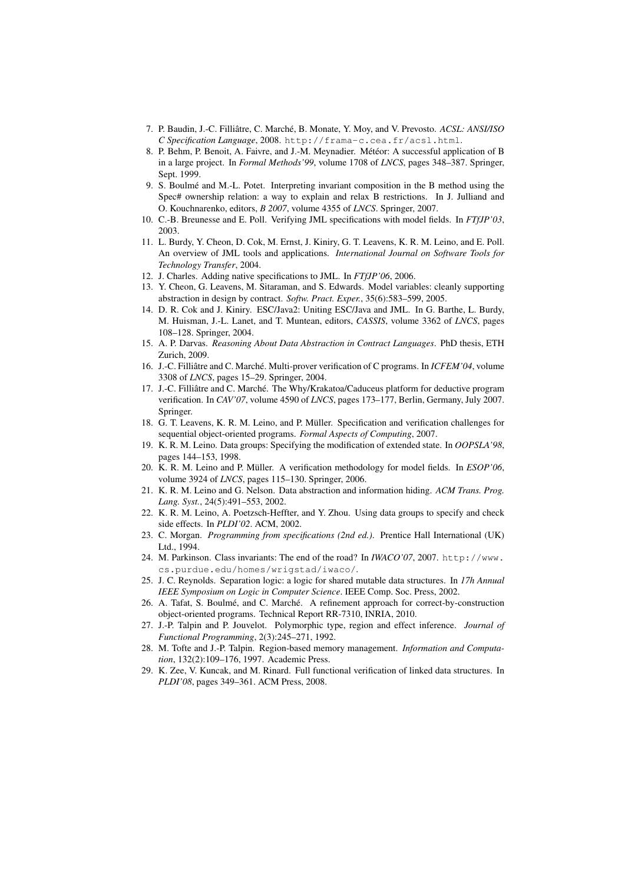7. P. Baudin, J.-C. Filliâtre, C. Marché, B. Monate, Y. Moy, and V. Prevosto. *ACSL: ANSI/ISO C Specification Language*, 2008. http://frama-c.cea.fr/acsl.html.
8. P. Behm, P. Benoit, A. Faivre, and J.-M. Meynadier. Météor: A successful application of B in a large project. In *Formal Methods'99*, volume 1708 of *LNCS*, pages 348–387. Springer, Sept. 1999.
9. S. Boulmé and M.-L. Potet. Interpreting invariant composition in the B method using the Spec# ownership relation: a way to explain and relax B restrictions. In J. Julliand and O. Kouchnarenko, editors, *B 2007*, volume 4355 of *LNCS*. Springer, 2007.
10. C.-B. Breunesse and E. Poll. Verifying JML specifications with model fields. In *FTfJP'03*, 2003.
11. L. Burdy, Y. Cheon, D. Cok, M. Ernst, J. Kiniry, G. T. Leavens, K. R. M. Leino, and E. Poll. An overview of JML tools and applications. *International Journal on Software Tools for Technology Transfer*, 2004.
12. J. Charles. Adding native specifications to JML. In *FTfJP'06*, 2006.
13. Y. Cheon, G. Leavens, M. Sitaraman, and S. Edwards. Model variables: cleanly supporting abstraction in design by contract. *Softw. Pract. Exper.*, 35(6):583–599, 2005.
14. D. R. Cok and J. Kiniry. ESC/Java2: Uniting ESC/Java and JML. In G. Barthe, L. Burdy, M. Huisman, J.-L. Lanet, and T. Muntean, editors, *CASSIS*, volume 3362 of *LNCS*, pages 108–128. Springer, 2004.
15. A. P. Darvas. *Reasoning About Data Abstraction in Contract Languages*. PhD thesis, ETH Zurich, 2009.
16. J.-C. Filliâtre and C. Marché. Multi-prover verification of C programs. In *ICFEM'04*, volume 3308 of *LNCS*, pages 15–29. Springer, 2004.
17. J.-C. Filliâtre and C. Marché. The Why/Krakatoa/Caduceus platform for deductive program verification. In *CAV'07*, volume 4590 of *LNCS*, pages 173–177, Berlin, Germany, July 2007. Springer.
18. G. T. Leavens, K. R. M. Leino, and P. Müller. Specification and verification challenges for sequential object-oriented programs. *Formal Aspects of Computing*, 2007.
19. K. R. M. Leino. Data groups: Specifying the modification of extended state. In *OOPSLA'98*, pages 144–153, 1998.
20. K. R. M. Leino and P. Müller. A verification methodology for model fields. In *ESOP'06*, volume 3924 of *LNCS*, pages 115–130. Springer, 2006.
21. K. R. M. Leino and G. Nelson. Data abstraction and information hiding. *ACM Trans. Prog. Lang. Syst.*, 24(5):491–553, 2002.
22. K. R. M. Leino, A. Poetzsch-Heffter, and Y. Zhou. Using data groups to specify and check side effects. In *PLDI'02*. ACM, 2002.
23. C. Morgan. *Programming from specifications (2nd ed.)*. Prentice Hall International (UK) Ltd., 1994.
24. M. Parkinson. Class invariants: The end of the road? In *IWACO'07*, 2007. http://www.cs.purdue.edu/homes/wrigstad/iwaco/.
25. J. C. Reynolds. Separation logic: a logic for shared mutable data structures. In *17h Annual IEEE Symposium on Logic in Computer Science*. IEEE Comp. Soc. Press, 2002.
26. A. Tafat, S. Boulmé, and C. Marché. A refinement approach for correct-by-construction object-oriented programs. Technical Report RR-7310, INRIA, 2010.
27. J.-P. Talpin and P. Jouvelot. Polymorphic type, region and effect inference. *Journal of Functional Programming*, 2(3):245–271, 1992.
28. M. Tofte and J.-P. Talpin. Region-based memory management. *Information and Computation*, 132(2):109–176, 1997. Academic Press.
29. K. Zee, V. Kuncak, and M. Rinard. Full functional verification of linked data structures. In *PLDI'08*, pages 349–361. ACM Press, 2008.